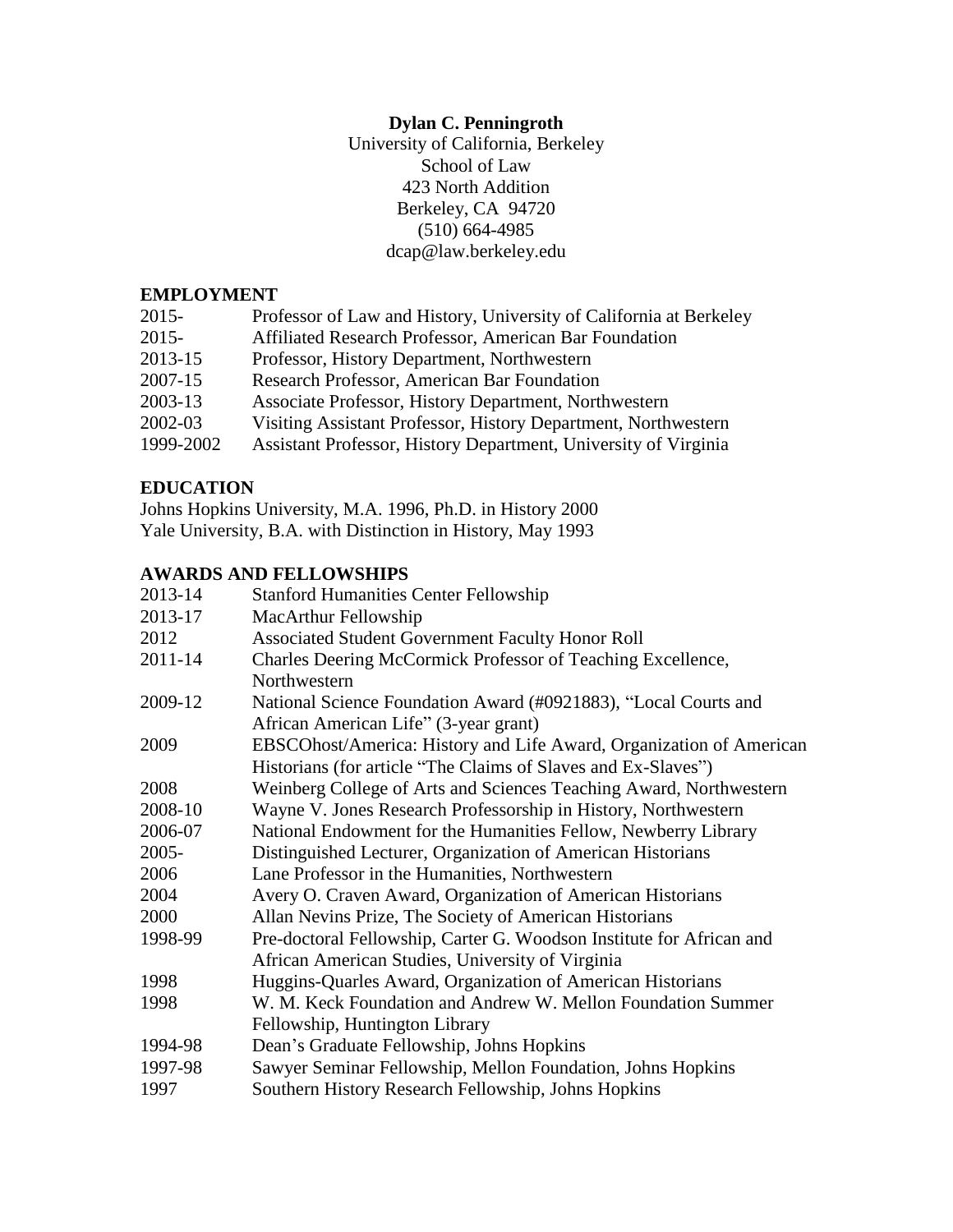**Dylan C. Penningroth**
University of California, Berkeley
School of Law
423 North Addition
Berkeley, CA 94720
(510) 664-4985
dcap@law.berkeley.edu

## EMPLOYMENT

| | |
|---|---|
| 2015- | Professor of Law and History, University of California at Berkeley |
| 2015- | Affiliated Research Professor, American Bar Foundation |
| 2013-15 | Professor, History Department, Northwestern |
| 2007-15 | Research Professor, American Bar Foundation |
| 2003-13 | Associate Professor, History Department, Northwestern |
| 2002-03 | Visiting Assistant Professor, History Department, Northwestern |
| 1999-2002 | Assistant Professor, History Department, University of Virginia |

## EDUCATION

Johns Hopkins University, M.A. 1996, Ph.D. in History 2000
Yale University, B.A. with Distinction in History, May 1993

## AWARDS AND FELLOWSHIPS

| | |
|---|---|
| 2013-14 | Stanford Humanities Center Fellowship |
| 2013-17 | MacArthur Fellowship |
| 2012 | Associated Student Government Faculty Honor Roll |
| 2011-14 | Charles Deering McCormick Professor of Teaching Excellence, Northwestern |
| 2009-12 | National Science Foundation Award (#0921883), "Local Courts and African American Life" (3-year grant) |
| 2009 | EBSCOhost/America: History and Life Award, Organization of American Historians (for article "The Claims of Slaves and Ex-Slaves") |
| 2008 | Weinberg College of Arts and Sciences Teaching Award, Northwestern |
| 2008-10 | Wayne V. Jones Research Professorship in History, Northwestern |
| 2006-07 | National Endowment for the Humanities Fellow, Newberry Library |
| 2005- | Distinguished Lecturer, Organization of American Historians |
| 2006 | Lane Professor in the Humanities, Northwestern |
| 2004 | Avery O. Craven Award, Organization of American Historians |
| 2000 | Allan Nevins Prize, The Society of American Historians |
| 1998-99 | Pre-doctoral Fellowship, Carter G. Woodson Institute for African and African American Studies, University of Virginia |
| 1998 | Huggins-Quarles Award, Organization of American Historians |
| 1998 | W. M. Keck Foundation and Andrew W. Mellon Foundation Summer Fellowship, Huntington Library |
| 1994-98 | Dean's Graduate Fellowship, Johns Hopkins |
| 1997-98 | Sawyer Seminar Fellowship, Mellon Foundation, Johns Hopkins |
| 1997 | Southern History Research Fellowship, Johns Hopkins |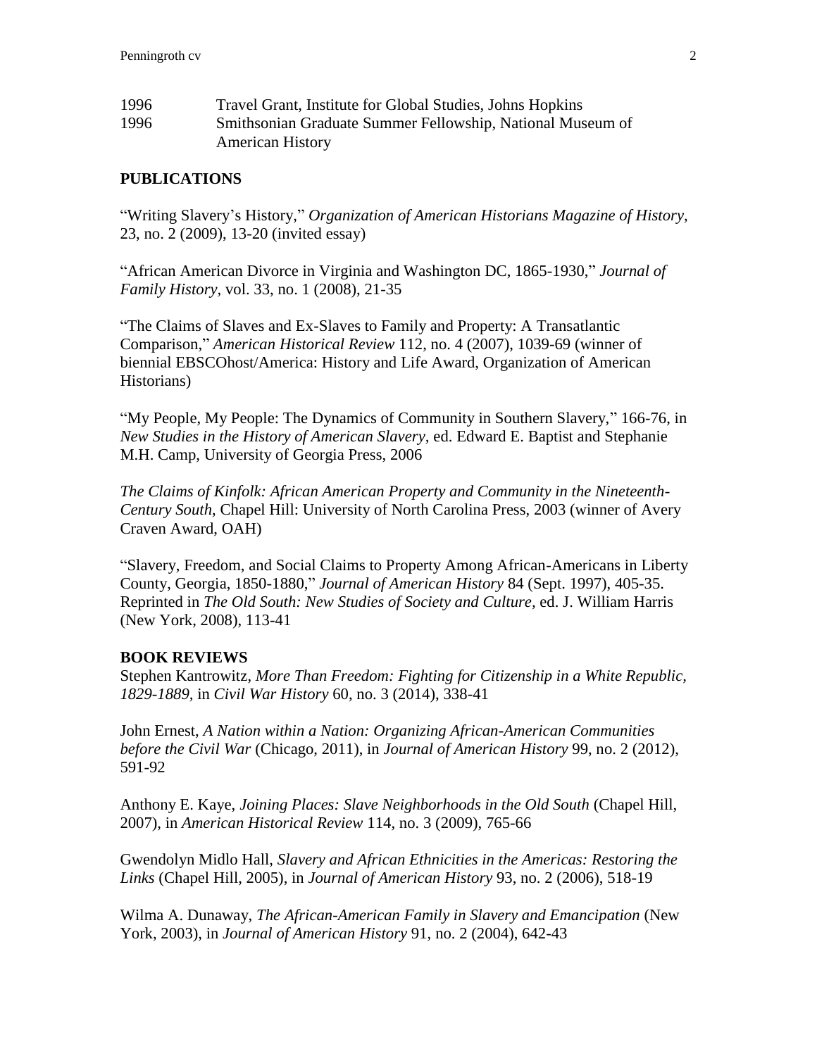1996 Travel Grant, Institute for Global Studies, Johns Hopkins

1996 Smithsonian Graduate Summer Fellowship, National Museum of American History

## PUBLICATIONS

"Writing Slavery's History," *Organization of American Historians Magazine of History*, 23, no. 2 (2009), 13-20 (invited essay)

"African American Divorce in Virginia and Washington DC, 1865-1930," *Journal of Family History*, vol. 33, no. 1 (2008), 21-35

"The Claims of Slaves and Ex-Slaves to Family and Property: A Transatlantic Comparison," *American Historical Review* 112, no. 4 (2007), 1039-69 (winner of biennial EBSCOhost/America: History and Life Award, Organization of American Historians)

"My People, My People: The Dynamics of Community in Southern Slavery," 166-76, in *New Studies in the History of American Slavery*, ed. Edward E. Baptist and Stephanie M.H. Camp, University of Georgia Press, 2006

*The Claims of Kinfolk: African American Property and Community in the Nineteenth-Century South*, Chapel Hill: University of North Carolina Press, 2003 (winner of Avery Craven Award, OAH)

"Slavery, Freedom, and Social Claims to Property Among African-Americans in Liberty County, Georgia, 1850-1880," *Journal of American History* 84 (Sept. 1997), 405-35. Reprinted in *The Old South: New Studies of Society and Culture*, ed. J. William Harris (New York, 2008), 113-41

## BOOK REVIEWS

Stephen Kantrowitz, *More Than Freedom: Fighting for Citizenship in a White Republic, 1829-1889*, in *Civil War History* 60, no. 3 (2014), 338-41

John Ernest, *A Nation within a Nation: Organizing African-American Communities before the Civil War* (Chicago, 2011), in *Journal of American History* 99, no. 2 (2012), 591-92

Anthony E. Kaye, *Joining Places: Slave Neighborhoods in the Old South* (Chapel Hill, 2007), in *American Historical Review* 114, no. 3 (2009), 765-66

Gwendolyn Midlo Hall, *Slavery and African Ethnicities in the Americas: Restoring the Links* (Chapel Hill, 2005), in *Journal of American History* 93, no. 2 (2006), 518-19

Wilma A. Dunaway, *The African-American Family in Slavery and Emancipation* (New York, 2003), in *Journal of American History* 91, no. 2 (2004), 642-43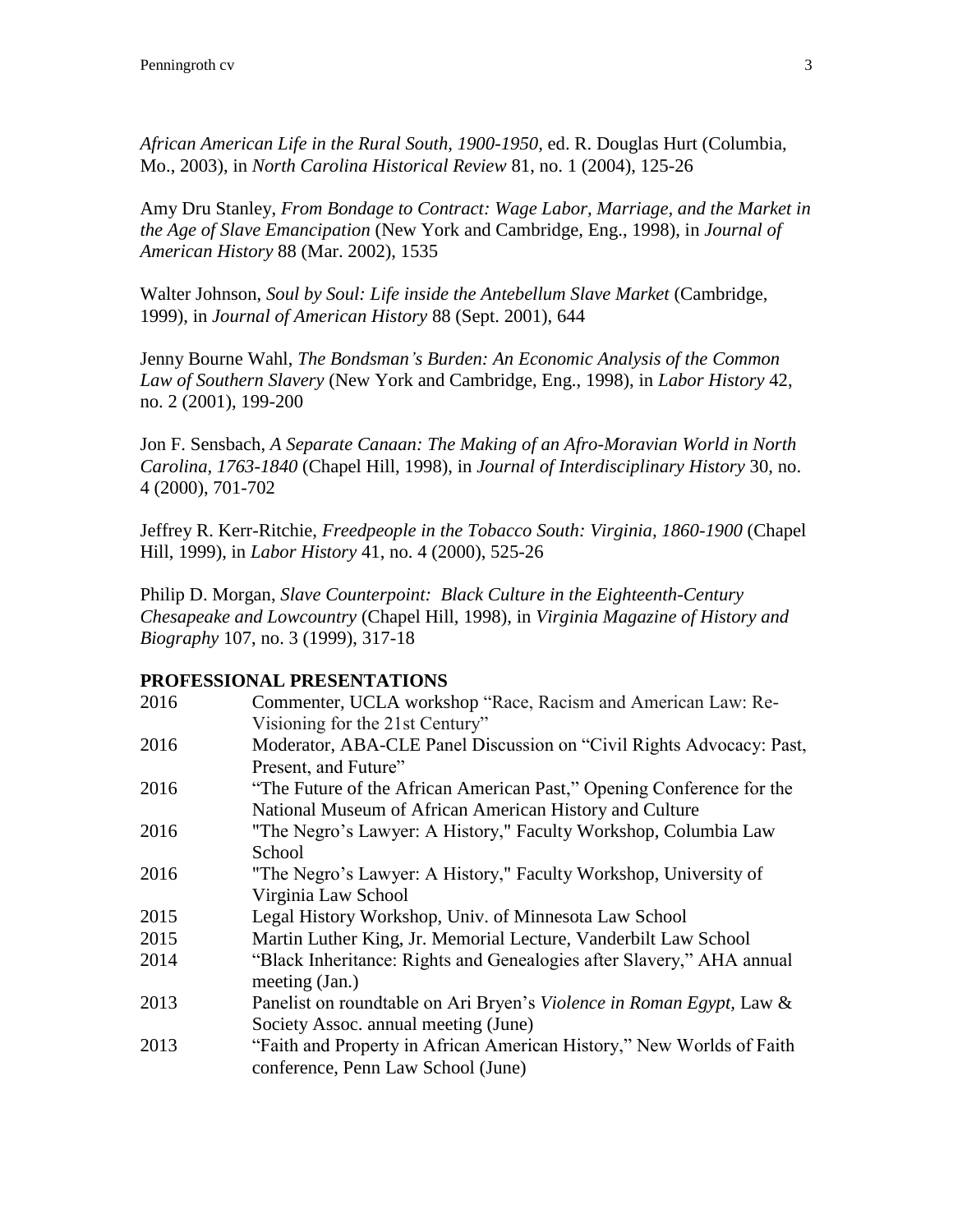*African American Life in the Rural South, 1900-1950*, ed. R. Douglas Hurt (Columbia, Mo., 2003), in *North Carolina Historical Review* 81, no. 1 (2004), 125-26

Amy Dru Stanley, *From Bondage to Contract: Wage Labor, Marriage, and the Market in the Age of Slave Emancipation* (New York and Cambridge, Eng., 1998), in *Journal of American History* 88 (Mar. 2002), 1535

Walter Johnson, *Soul by Soul: Life inside the Antebellum Slave Market* (Cambridge, 1999), in *Journal of American History* 88 (Sept. 2001), 644

Jenny Bourne Wahl, *The Bondsman's Burden: An Economic Analysis of the Common Law of Southern Slavery* (New York and Cambridge, Eng., 1998), in *Labor History* 42, no. 2 (2001), 199-200

Jon F. Sensbach, *A Separate Canaan: The Making of an Afro-Moravian World in North Carolina, 1763-1840* (Chapel Hill, 1998), in *Journal of Interdisciplinary History* 30, no. 4 (2000), 701-702

Jeffrey R. Kerr-Ritchie, *Freedpeople in the Tobacco South: Virginia, 1860-1900* (Chapel Hill, 1999), in *Labor History* 41, no. 4 (2000), 525-26

Philip D. Morgan, *Slave Counterpoint: Black Culture in the Eighteenth-Century Chesapeake and Lowcountry* (Chapel Hill, 1998), in *Virginia Magazine of History and Biography* 107, no. 3 (1999), 317-18

**PROFESSIONAL PRESENTATIONS**

| | |
|---|---|
| 2016 | Commenter, UCLA workshop "Race, Racism and American Law: Re-Visioning for the 21st Century" |
| 2016 | Moderator, ABA-CLE Panel Discussion on "Civil Rights Advocacy: Past, Present, and Future" |
| 2016 | "The Future of the African American Past," Opening Conference for the National Museum of African American History and Culture |
| 2016 | "The Negro's Lawyer: A History," Faculty Workshop, Columbia Law School |
| 2016 | "The Negro's Lawyer: A History," Faculty Workshop, University of Virginia Law School |
| 2015 | Legal History Workshop, Univ. of Minnesota Law School |
| 2015 | Martin Luther King, Jr. Memorial Lecture, Vanderbilt Law School |
| 2014 | "Black Inheritance: Rights and Genealogies after Slavery," AHA annual meeting (Jan.) |
| 2013 | Panelist on roundtable on Ari Bryen's *Violence in Roman Egypt*, Law & Society Assoc. annual meeting (June) |
| 2013 | "Faith and Property in African American History," New Worlds of Faith conference, Penn Law School (June) |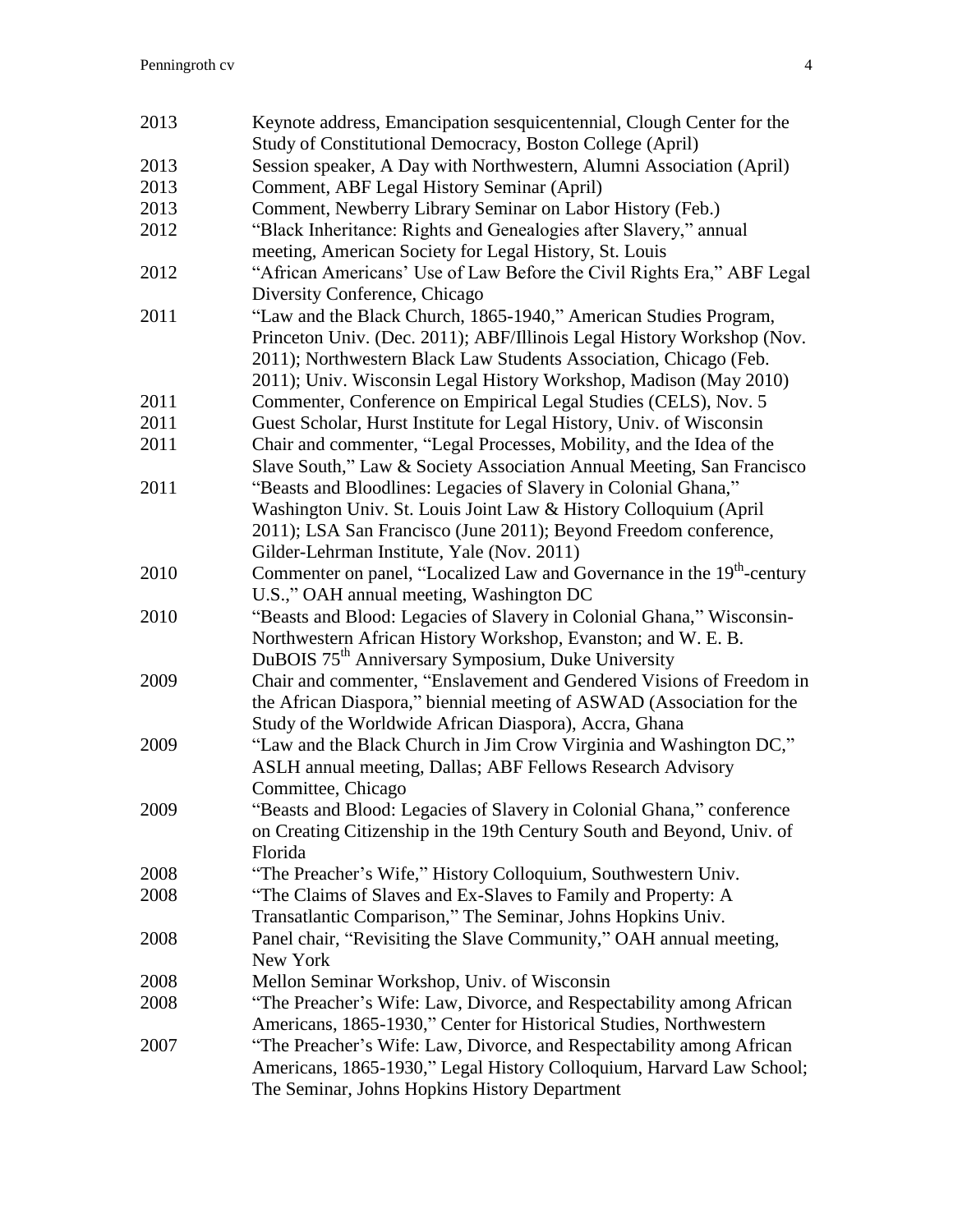2013 Keynote address, Emancipation sesquicentennial, Clough Center for the Study of Constitutional Democracy, Boston College (April)

2013 Session speaker, A Day with Northwestern, Alumni Association (April)

2013 Comment, ABF Legal History Seminar (April)

2013 Comment, Newberry Library Seminar on Labor History (Feb.)

2012 "Black Inheritance: Rights and Genealogies after Slavery," annual meeting, American Society for Legal History, St. Louis

2012 "African Americans' Use of Law Before the Civil Rights Era," ABF Legal Diversity Conference, Chicago

2011 "Law and the Black Church, 1865-1940," American Studies Program, Princeton Univ. (Dec. 2011); ABF/Illinois Legal History Workshop (Nov. 2011); Northwestern Black Law Students Association, Chicago (Feb. 2011); Univ. Wisconsin Legal History Workshop, Madison (May 2010)

2011 Commenter, Conference on Empirical Legal Studies (CELS), Nov. 5

2011 Guest Scholar, Hurst Institute for Legal History, Univ. of Wisconsin

2011 Chair and commenter, "Legal Processes, Mobility, and the Idea of the Slave South," Law & Society Association Annual Meeting, San Francisco

2011 "Beasts and Bloodlines: Legacies of Slavery in Colonial Ghana," Washington Univ. St. Louis Joint Law & History Colloquium (April 2011); LSA San Francisco (June 2011); Beyond Freedom conference, Gilder-Lehrman Institute, Yale (Nov. 2011)

2010 Commenter on panel, "Localized Law and Governance in the 19th-century U.S.," OAH annual meeting, Washington DC

2010 "Beasts and Blood: Legacies of Slavery in Colonial Ghana," Wisconsin-Northwestern African History Workshop, Evanston; and W. E. B. DuBOIS 75th Anniversary Symposium, Duke University

2009 Chair and commenter, "Enslavement and Gendered Visions of Freedom in the African Diaspora," biennial meeting of ASWAD (Association for the Study of the Worldwide African Diaspora), Accra, Ghana

2009 "Law and the Black Church in Jim Crow Virginia and Washington DC," ASLH annual meeting, Dallas; ABF Fellows Research Advisory Committee, Chicago

2009 "Beasts and Blood: Legacies of Slavery in Colonial Ghana," conference on Creating Citizenship in the 19th Century South and Beyond, Univ. of Florida

2008 "The Preacher's Wife," History Colloquium, Southwestern Univ.

2008 "The Claims of Slaves and Ex-Slaves to Family and Property: A Transatlantic Comparison," The Seminar, Johns Hopkins Univ.

2008 Panel chair, "Revisiting the Slave Community," OAH annual meeting, New York

2008 Mellon Seminar Workshop, Univ. of Wisconsin

2008 "The Preacher's Wife: Law, Divorce, and Respectability among African Americans, 1865-1930," Center for Historical Studies, Northwestern

2007 "The Preacher's Wife: Law, Divorce, and Respectability among African Americans, 1865-1930," Legal History Colloquium, Harvard Law School; The Seminar, Johns Hopkins History Department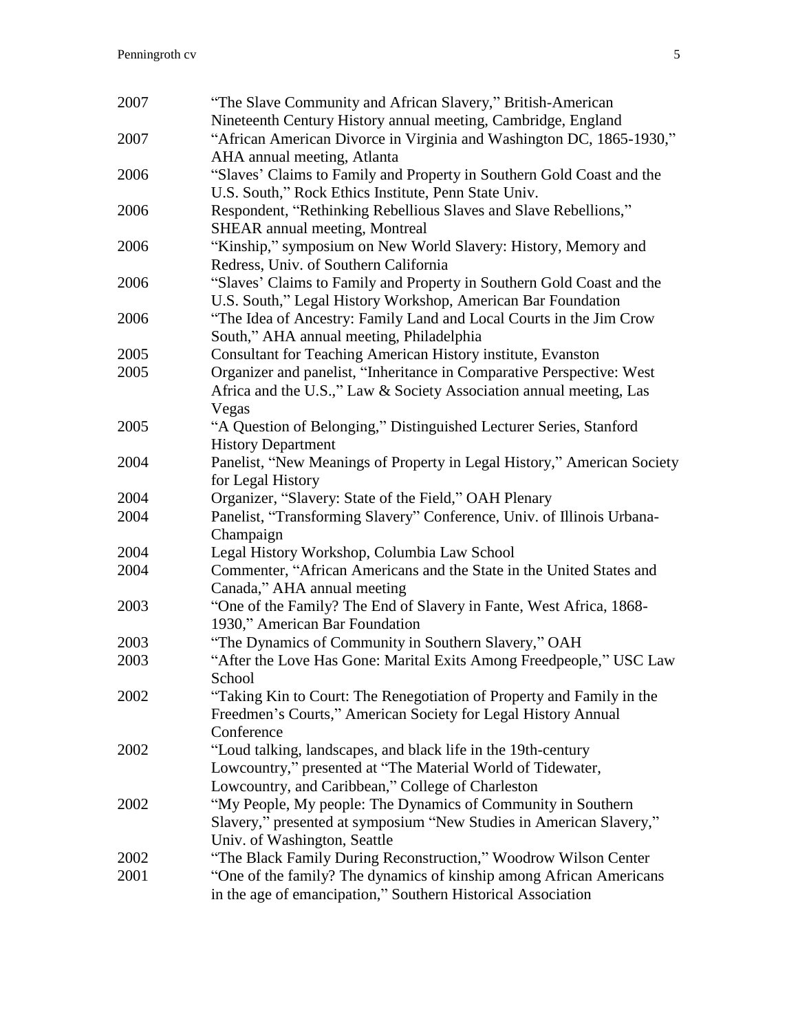2007 "The Slave Community and African Slavery," British-American Nineteenth Century History annual meeting, Cambridge, England

2007 "African American Divorce in Virginia and Washington DC, 1865-1930," AHA annual meeting, Atlanta

2006 "Slaves' Claims to Family and Property in Southern Gold Coast and the U.S. South," Rock Ethics Institute, Penn State Univ.

2006 Respondent, "Rethinking Rebellious Slaves and Slave Rebellions," SHEAR annual meeting, Montreal

2006 "Kinship," symposium on New World Slavery: History, Memory and Redress, Univ. of Southern California

2006 "Slaves' Claims to Family and Property in Southern Gold Coast and the U.S. South," Legal History Workshop, American Bar Foundation

2006 "The Idea of Ancestry: Family Land and Local Courts in the Jim Crow South," AHA annual meeting, Philadelphia

2005 Consultant for Teaching American History institute, Evanston

2005 Organizer and panelist, "Inheritance in Comparative Perspective: West Africa and the U.S.," Law & Society Association annual meeting, Las Vegas

2005 "A Question of Belonging," Distinguished Lecturer Series, Stanford History Department

2004 Panelist, "New Meanings of Property in Legal History," American Society for Legal History

2004 Organizer, "Slavery: State of the Field," OAH Plenary

2004 Panelist, "Transforming Slavery" Conference, Univ. of Illinois Urbana-Champaign

2004 Legal History Workshop, Columbia Law School

2004 Commenter, "African Americans and the State in the United States and Canada," AHA annual meeting

2003 "One of the Family? The End of Slavery in Fante, West Africa, 1868-1930," American Bar Foundation

2003 "The Dynamics of Community in Southern Slavery," OAH

2003 "After the Love Has Gone: Marital Exits Among Freedpeople," USC Law School

2002 "Taking Kin to Court: The Renegotiation of Property and Family in the Freedmen's Courts," American Society for Legal History Annual Conference

2002 "Loud talking, landscapes, and black life in the 19th-century Lowcountry," presented at "The Material World of Tidewater, Lowcountry, and Caribbean," College of Charleston

2002 "My People, My people: The Dynamics of Community in Southern Slavery," presented at symposium "New Studies in American Slavery," Univ. of Washington, Seattle

2002 "The Black Family During Reconstruction," Woodrow Wilson Center

2001 "One of the family? The dynamics of kinship among African Americans in the age of emancipation," Southern Historical Association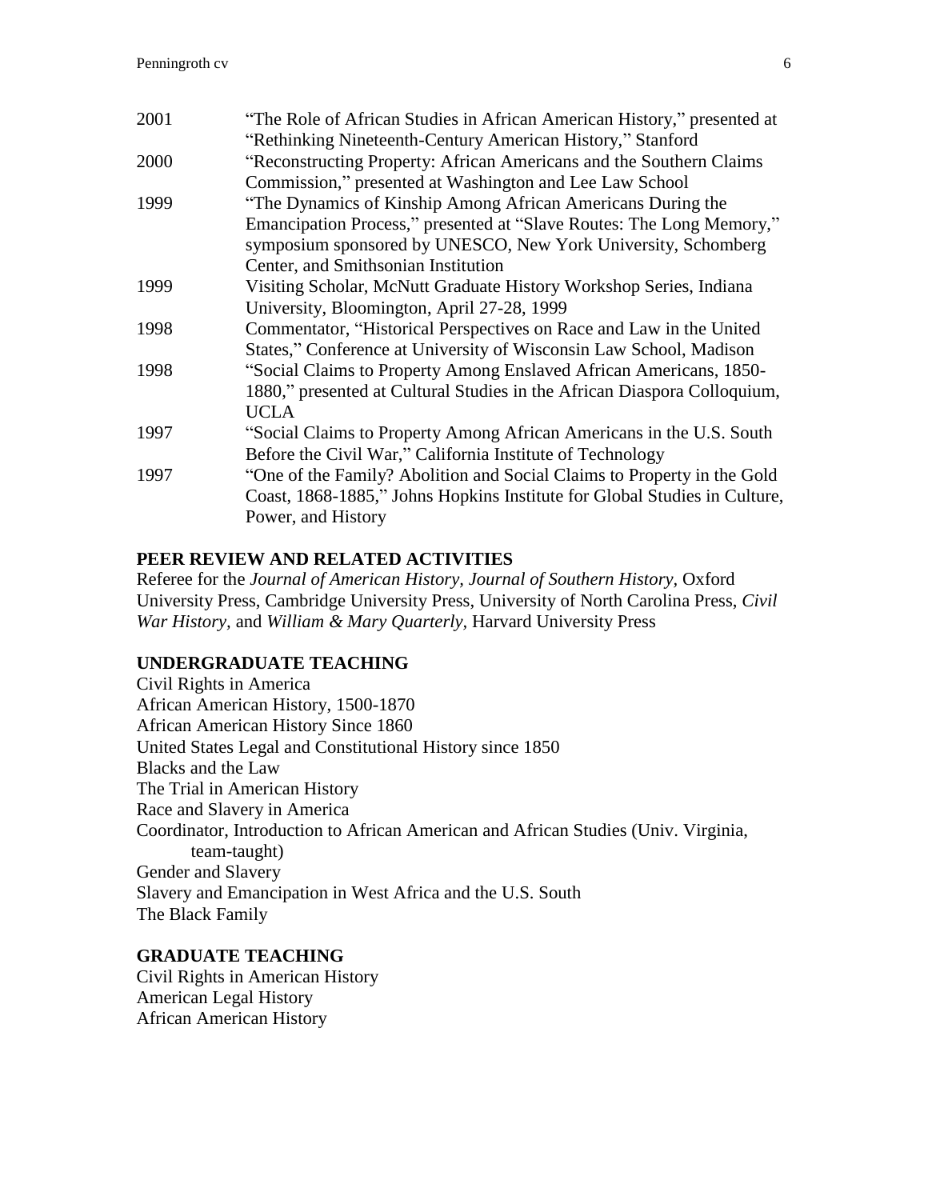2001 "The Role of African Studies in African American History," presented at "Rethinking Nineteenth-Century American History," Stanford

2000 "Reconstructing Property: African Americans and the Southern Claims Commission," presented at Washington and Lee Law School

1999 "The Dynamics of Kinship Among African Americans During the Emancipation Process," presented at "Slave Routes: The Long Memory," symposium sponsored by UNESCO, New York University, Schomberg Center, and Smithsonian Institution

1999 Visiting Scholar, McNutt Graduate History Workshop Series, Indiana University, Bloomington, April 27-28, 1999

1998 Commentator, "Historical Perspectives on Race and Law in the United States," Conference at University of Wisconsin Law School, Madison

1998 "Social Claims to Property Among Enslaved African Americans, 1850-1880," presented at Cultural Studies in the African Diaspora Colloquium, UCLA

1997 "Social Claims to Property Among African Americans in the U.S. South Before the Civil War," California Institute of Technology

1997 "One of the Family? Abolition and Social Claims to Property in the Gold Coast, 1868-1885," Johns Hopkins Institute for Global Studies in Culture, Power, and History

## PEER REVIEW AND RELATED ACTIVITIES

Referee for the *Journal of American History, Journal of Southern History,* Oxford University Press, Cambridge University Press, University of North Carolina Press, *Civil War History,* and *William & Mary Quarterly,* Harvard University Press

## UNDERGRADUATE TEACHING

Civil Rights in America
African American History, 1500-1870
African American History Since 1860
United States Legal and Constitutional History since 1850
Blacks and the Law
The Trial in American History
Race and Slavery in America
Coordinator, Introduction to African American and African Studies (Univ. Virginia, team-taught)
Gender and Slavery
Slavery and Emancipation in West Africa and the U.S. South
The Black Family

## GRADUATE TEACHING

Civil Rights in American History
American Legal History
African American History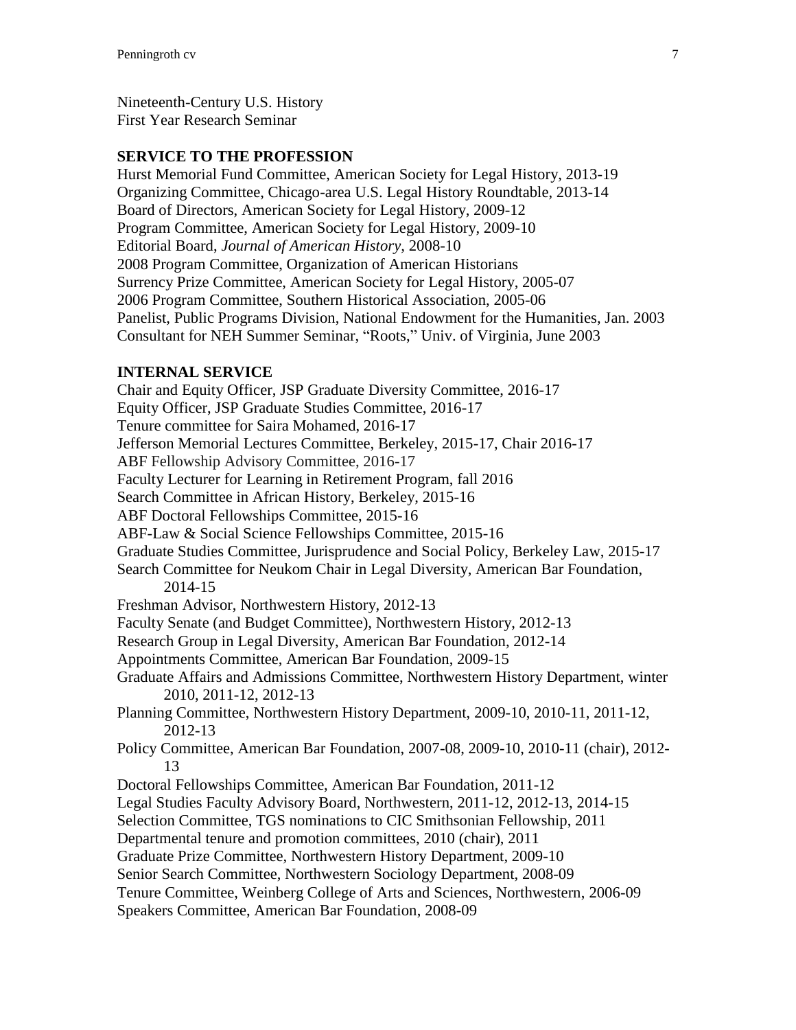Nineteenth-Century U.S. History
First Year Research Seminar

## SERVICE TO THE PROFESSION

Hurst Memorial Fund Committee, American Society for Legal History, 2013-19
Organizing Committee, Chicago-area U.S. Legal History Roundtable, 2013-14
Board of Directors, American Society for Legal History, 2009-12
Program Committee, American Society for Legal History, 2009-10
Editorial Board, *Journal of American History*, 2008-10
2008 Program Committee, Organization of American Historians
Surrency Prize Committee, American Society for Legal History, 2005-07
2006 Program Committee, Southern Historical Association, 2005-06
Panelist, Public Programs Division, National Endowment for the Humanities, Jan. 2003
Consultant for NEH Summer Seminar, "Roots," Univ. of Virginia, June 2003

## INTERNAL SERVICE

Chair and Equity Officer, JSP Graduate Diversity Committee, 2016-17
Equity Officer, JSP Graduate Studies Committee, 2016-17
Tenure committee for Saira Mohamed, 2016-17
Jefferson Memorial Lectures Committee, Berkeley, 2015-17, Chair 2016-17
ABF Fellowship Advisory Committee, 2016-17
Faculty Lecturer for Learning in Retirement Program, fall 2016
Search Committee in African History, Berkeley, 2015-16
ABF Doctoral Fellowships Committee, 2015-16
ABF-Law & Social Science Fellowships Committee, 2015-16
Graduate Studies Committee, Jurisprudence and Social Policy, Berkeley Law, 2015-17
Search Committee for Neukom Chair in Legal Diversity, American Bar Foundation, 2014-15
Freshman Advisor, Northwestern History, 2012-13
Faculty Senate (and Budget Committee), Northwestern History, 2012-13
Research Group in Legal Diversity, American Bar Foundation, 2012-14
Appointments Committee, American Bar Foundation, 2009-15
Graduate Affairs and Admissions Committee, Northwestern History Department, winter 2010, 2011-12, 2012-13
Planning Committee, Northwestern History Department, 2009-10, 2010-11, 2011-12, 2012-13
Policy Committee, American Bar Foundation, 2007-08, 2009-10, 2010-11 (chair), 2012-13
Doctoral Fellowships Committee, American Bar Foundation, 2011-12
Legal Studies Faculty Advisory Board, Northwestern, 2011-12, 2012-13, 2014-15
Selection Committee, TGS nominations to CIC Smithsonian Fellowship, 2011
Departmental tenure and promotion committees, 2010 (chair), 2011
Graduate Prize Committee, Northwestern History Department, 2009-10
Senior Search Committee, Northwestern Sociology Department, 2008-09
Tenure Committee, Weinberg College of Arts and Sciences, Northwestern, 2006-09
Speakers Committee, American Bar Foundation, 2008-09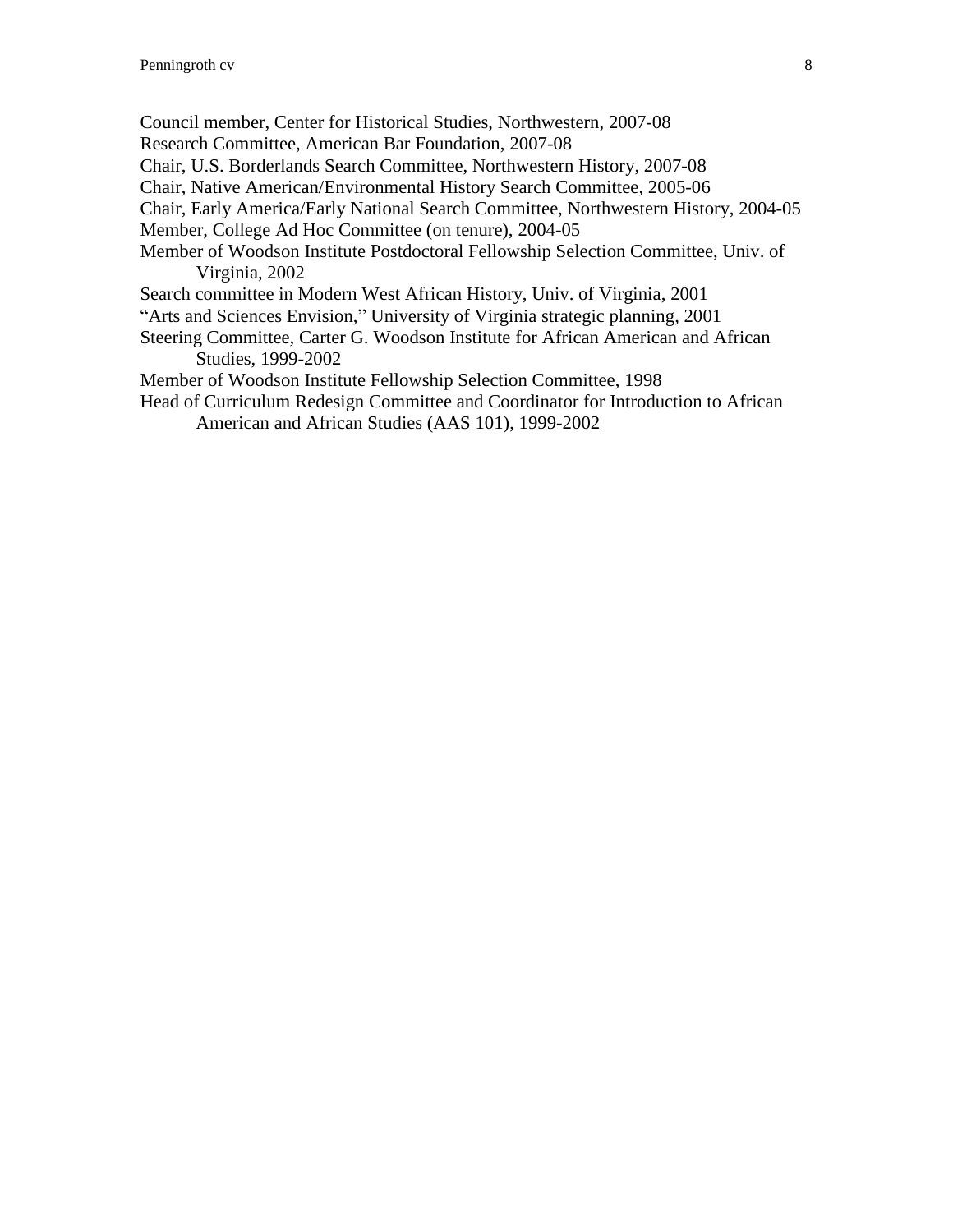Council member, Center for Historical Studies, Northwestern, 2007-08
Research Committee, American Bar Foundation, 2007-08
Chair, U.S. Borderlands Search Committee, Northwestern History, 2007-08
Chair, Native American/Environmental History Search Committee, 2005-06
Chair, Early America/Early National Search Committee, Northwestern History, 2004-05
Member, College Ad Hoc Committee (on tenure), 2004-05
Member of Woodson Institute Postdoctoral Fellowship Selection Committee, Univ. of Virginia, 2002
Search committee in Modern West African History, Univ. of Virginia, 2001
"Arts and Sciences Envision," University of Virginia strategic planning, 2001
Steering Committee, Carter G. Woodson Institute for African American and African Studies, 1999-2002
Member of Woodson Institute Fellowship Selection Committee, 1998
Head of Curriculum Redesign Committee and Coordinator for Introduction to African American and African Studies (AAS 101), 1999-2002